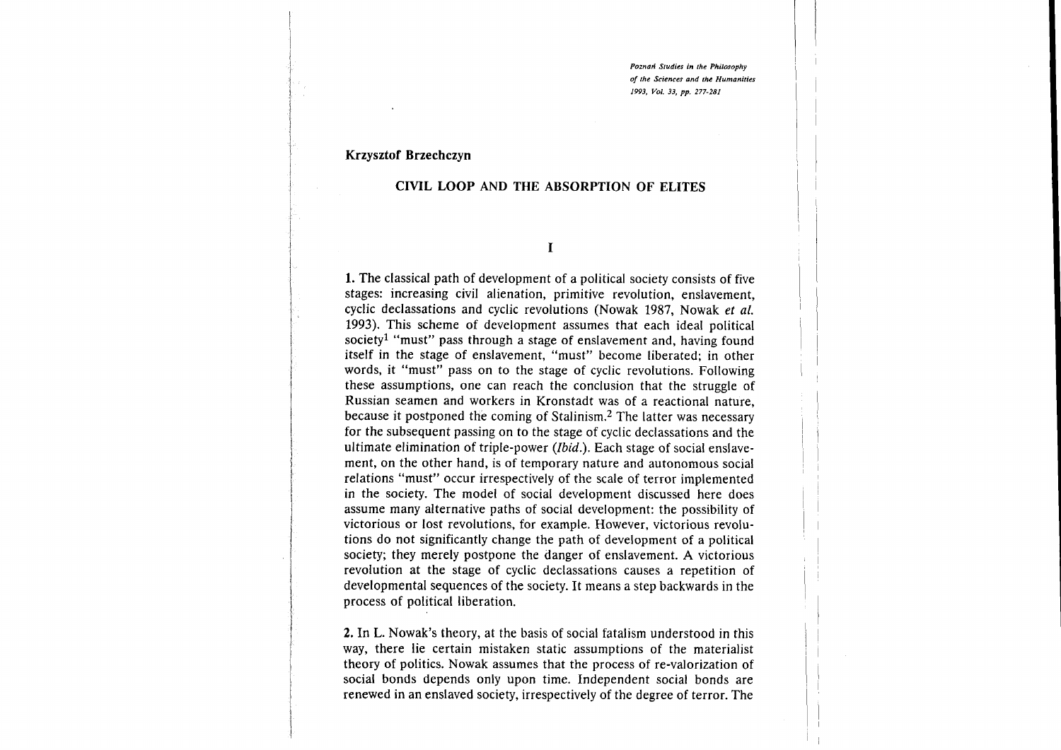## Krzysztof Brzechczyn

# CIVIL LOOP AND THE ABSORPTION OF ELITES

## I

**1.** The classical path of development of a political society consists of five stages: increasing civil alienation, primitive revolution, enslavement, cyclic declassations and cyclic revolutions (Nowak 1987, Nowak *et al.* 1993). This scheme of development assumes that each ideal political society[1] "must" pass through a stage of enslavement and, having found itself in the stage of enslavement, "must" become liberated; in other words, it "must" pass on to the stage of cyclic revolutions. Following these assumptions, one can reach the conclusion that the struggle of Russian seamen and workers in Kronstadt was of a reactional nature, because it postponed the coming of Stalinism.[2] The latter was necessary for the subsequent passing on to the stage of cyclic declassations and the ultimate elimination of triple-power (*Ibid.*). Each stage of social enslavement, on the other hand, is of temporary nature and autonomous social relations "must" occur irrespectively of the scale of terror implemented in the society. The model of social development discussed here does assume many alternative paths of social development: the possibility of victorious or lost revolutions, for example. However, victorious revolutions do not significantly change the path of development of a political society; they merely postpone the danger of enslavement. A victorious revolution at the stage of cyclic declassations causes a repetition of developmental sequences of the society. It means a step backwards in the process of political liberation.

**2.** In L. Nowak's theory, at the basis of social fatalism understood in this way, there lie certain mistaken static assumptions of the materialist theory of politics. Nowak assumes that the process of re-valorization of social bonds depends only upon time. Independent social bonds are renewed in an enslaved society, irrespectively of the degree of terror. The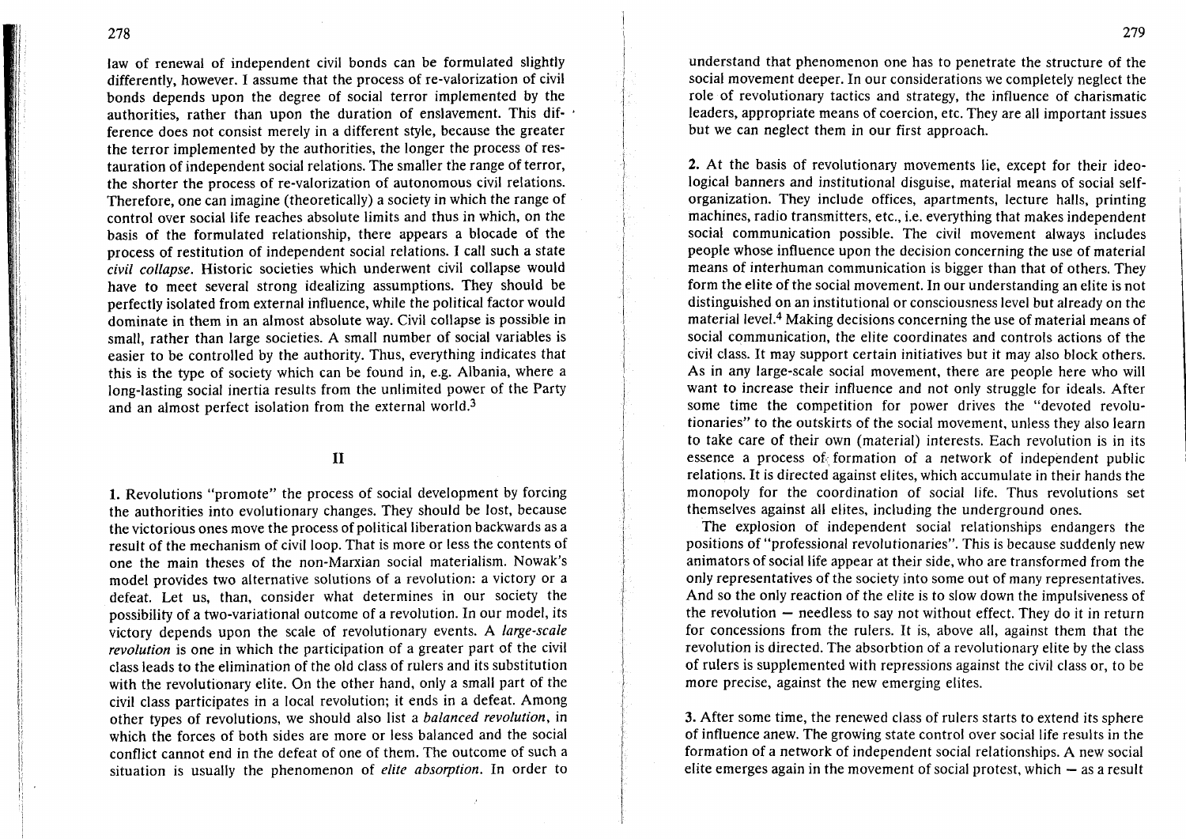law of renewal of independent civil bonds can be formulated slightly differently, however. I assume that the process of re-valorization of civil bonds depends upon the degree of social terror implemented by the authorities, rather than upon the duration of enslavement. This difference does not consist merely in a different style, because the greater the terror implemented by the authorities, the longer the process of restauration of independent social relations. The smaller the range of terror, the shorter the process of re-valorization of autonomous civil relations. Therefore, one can imagine (theoretically) a society in which the range of control over social life reaches absolute limits and thus in which, on the basis of the formulated relationship, there appears a blocade of the process of restitution of independent social relations. I call such a state *civil collapse*. Historic societies which underwent civil collapse would have to meet several strong idealizing assumptions. They should be perfectly isolated from external influence, while the political factor would dominate in them in an almost absolute way. Civil collapse is possible in small, rather than large societies. A small number of social variables is easier to be controlled by the authority. Thus, everything indicates that this is the type of society which can be found in, e.g. Albania, where a long-lasting social inertia results from the unlimited power of the Party and an almost perfect isolation from the external world.[3]

## II

**1.** Revolutions "promote" the process of social development by forcing the authorities into evolutionary changes. They should be lost, because the victorious ones move the process of political liberation backwards as a result of the mechanism of civil loop. That is more or less the contents of one the main theses of the non-Marxian social materialism. Nowak's model provides two alternative solutions of a revolution: a victory or a defeat. Let us, than, consider what determines in our society the possibility of a two-variational outcome of a revolution. In our model, its victory depends upon the scale of revolutionary events. A *large-scale revolution* is one in which the participation of a greater part of the civil class leads to the elimination of the old class of rulers and its substitution with the revolutionary elite. On the other hand, only a small part of the civil class participates in a local revolution; it ends in a defeat. Among other types of revolutions, we should also list a *balanced revolution*, in which the forces of both sides are more or less balanced and the social conflict cannot end in the defeat of one of them. The outcome of such a situation is usually the phenomenon of *elite absorption*. In order to understand that phenomenon one has to penetrate the structure of the social movement deeper. In our considerations we completely neglect the role of revolutionary tactics and strategy, the influence of charismatic leaders, appropriate means of coercion, etc. They are all important issues but we can neglect them in our first approach.

**2.** At the basis of revolutionary movements lie, except for their ideological banners and institutional disguise, material means of social self-organization. They include offices, apartments, lecture halls, printing machines, radio transmitters, etc., i.e. everything that makes independent social communication possible. The civil movement always includes people whose influence upon the decision concerning the use of material means of interhuman communication is bigger than that of others. They form the elite of the social movement. In our understanding an elite is not distinguished on an institutional or consciousness level but already on the material level.[4] Making decisions concerning the use of material means of social communication, the elite coordinates and controls actions of the civil class. It may support certain initiatives but it may also block others. As in any large-scale social movement, there are people here who will want to increase their influence and not only struggle for ideals. After some time the competition for power drives the "devoted revolutionaries" to the outskirts of the social movement, unless they also learn to take care of their own (material) interests. Each revolution is in its essence a process of formation of a network of independent public relations. It is directed against elites, which accumulate in their hands the monopoly for the coordination of social life. Thus revolutions set themselves against all elites, including the underground ones.

The explosion of independent social relationships endangers the positions of "professional revolutionaries". This is because suddenly new animators of social life appear at their side, who are transformed from the only representatives of the society into some out of many representatives. And so the only reaction of the elite is to slow down the impulsiveness of the revolution – needless to say not without effect. They do it in return for concessions from the rulers. It is, above all, against them that the revolution is directed. The absorbtion of a revolutionary elite by the class of rulers is supplemented with repressions against the civil class or, to be more precise, against the new emerging elites.

**3.** After some time, the renewed class of rulers starts to extend its sphere of influence anew. The growing state control over social life results in the formation of a network of independent social relationships. A new social elite emerges again in the movement of social protest, which – as a result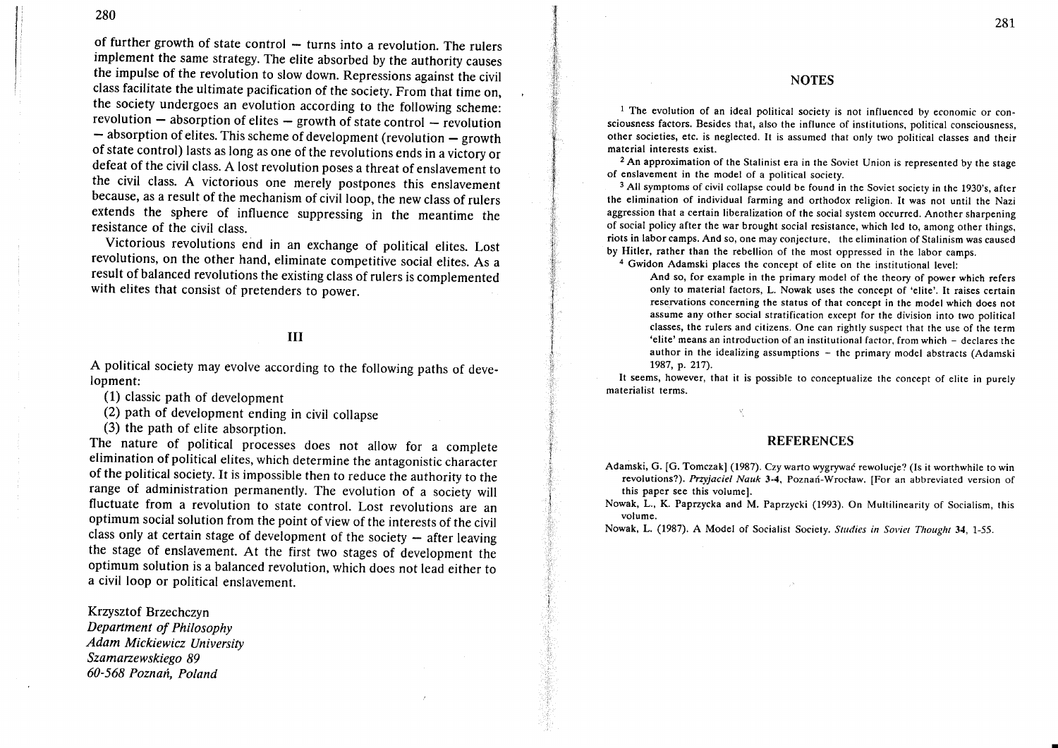of further growth of state control – turns into a revolution. The rulers implement the same strategy. The elite absorbed by the authority causes the impulse of the revolution to slow down. Repressions against the civil class facilitate the ultimate pacification of the society. From that time on, the society undergoes an evolution according to the following scheme: revolution – absorption of elites – growth of state control – revolution – absorption of elites. This scheme of development (revolution – growth of state control) lasts as long as one of the revolutions ends in a victory or defeat of the civil class. A lost revolution poses a threat of enslavement to the civil class. A victorious one merely postpones this enslavement because, as a result of the mechanism of civil loop, the new class of rulers extends the sphere of influence suppressing in the meantime the resistance of the civil class.

Victorious revolutions end in an exchange of political elites. Lost revolutions, on the other hand, eliminate competitive social elites. As a result of balanced revolutions the existing class of rulers is complemented with elites that consist of pretenders to power.

## III

A political society may evolve according to the following paths of development:

(1) classic path of development
(2) path of development ending in civil collapse
(3) the path of elite absorption.

The nature of political processes does not allow for a complete elimination of political elites, which determine the antagonistic character of the political society. It is impossible then to reduce the authority to the range of administration permanently. The evolution of a society will fluctuate from a revolution to state control. Lost revolutions are an optimum social solution from the point of view of the interests of the civil class only at certain stage of development of the society – after leaving the stage of enslavement. At the first two stages of development the optimum solution is a balanced revolution, which does not lead either to a civil loop or political enslavement.

Krzysztof Brzechczyn
*Department of Philosophy*
*Adam Mickiewicz University*
*Szamarzewskiego 89*
*60-568 Poznań, Poland*

## NOTES

[1] The evolution of an ideal political society is not influenced by economic or consciousness factors. Besides that, also the influnce of institutions, political consciousness, other societies, etc. is neglected. It is assumed that only two political classes and their material interests exist.

[2] An approximation of the Stalinist era in the Soviet Union is represented by the stage of enslavement in the model of a political society.

[3] All symptoms of civil collapse could be found in the Soviet society in the 1930's, after the elimination of individual farming and orthodox religion. It was not until the Nazi aggression that a certain liberalization of the social system occurred. Another sharpening of social policy after the war brought social resistance, which led to, among other things, riots in labor camps. And so, one may conjecture, the elimination of Stalinism was caused by Hitler, rather than the rebellion of the most oppressed in the labor camps.

[4] Gwidon Adamski places the concept of elite on the institutional level:

> And so, for example in the primary model of the theory of power which refers only to material factors, L. Nowak uses the concept of 'elite'. It raises certain reservations concerning the status of that concept in the model which does not assume any other social stratification except for the division into two political classes, the rulers and citizens. One can rightly suspect that the use of the term 'elite' means an introduction of an institutional factor, from which – declares the author in the idealizing assumptions – the primary model abstracts (Adamski 1987, p. 217).

It seems, however, that it is possible to conceptualize the concept of elite in purely materialist terms.

## REFERENCES

Adamski, G. [G. Tomczak] (1987). Czy warto wygrywać rewolucje? (Is it worthwhile to win revolutions?). *Przyjaciel Nauk* 3-4, Poznań-Wrocław. [For an abbreviated version of this paper see this volume].

Nowak, L., K. Paprzycka and M. Paprzycki (1993). On Multilinearity of Socialism, this volume.

Nowak, L. (1987). A Model of Socialist Society. *Studies in Soviet Thought* **34**, 1-55.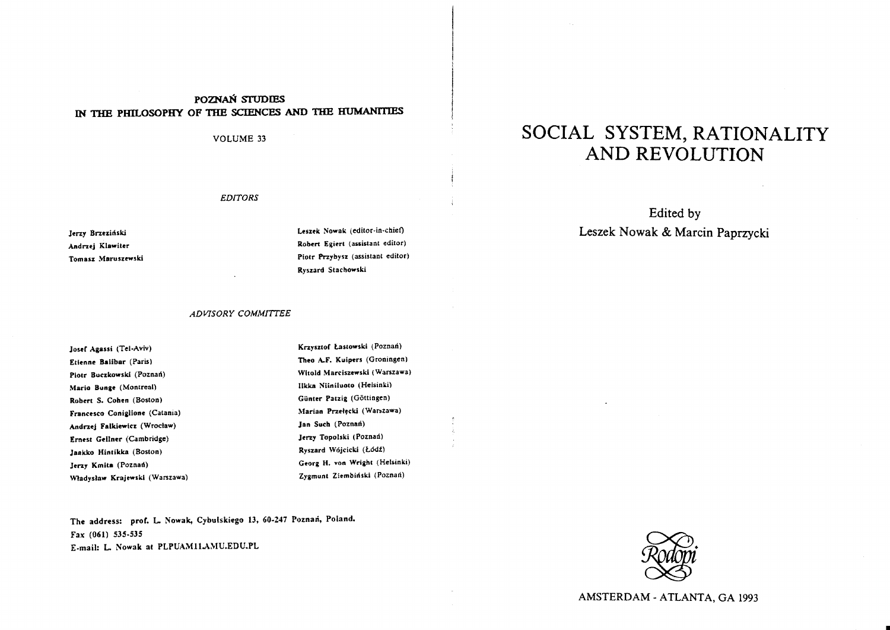**POZNAŃ STUDIES**
**IN THE PHILOSOPHY OF THE SCIENCES AND THE HUMANITIES**

VOLUME 33

*EDITORS*

Jerzy Brzeziński
Andrzej Klawiter
Tomasz Maruszewski

Leszek Nowak (editor-in-chief)
Robert Egiert (assistant editor)
Piotr Przybysz (assistant editor)
Ryszard Stachowski

*ADVISORY COMMITTEE*

Josef Agassi (Tel-Aviv)
Etienne Balibar (Paris)
Piotr Buczkowski (Poznań)
Mario Bunge (Montreal)
Robert S. Cohen (Boston)
Francesco Coniglione (Catania)
Andrzej Falkiewicz (Wrocław)
Ernest Gellner (Cambridge)
Jaakko Hintikka (Boston)
Jerzy Kmita (Poznań)
Władysław Krajewski (Warszawa)

Krzysztof Łastowski (Poznań)
Theo A.F. Kuipers (Groningen)
Witold Marciszewski (Warszawa)
Ilkka Niiniluoto (Helsinki)
Günter Patzig (Göttingen)
Marian Przełęcki (Warszawa)
Jan Such (Poznań)
Jerzy Topolski (Poznań)
Ryszard Wójcicki (Łódź)
Georg H. von Wright (Helsinki)
Zygmunt Ziembiński (Poznań)

The address: prof. L. Nowak, Cybulskiego 13, 60-247 Poznań, Poland.
Fax (061) 535-535
E-mail: L. Nowak at PLPUAM11.AMU.EDU.PL

# SOCIAL SYSTEM, RATIONALITY AND REVOLUTION

Edited by
Leszek Nowak & Marcin Paprzycki

Rodopi

AMSTERDAM - ATLANTA, GA 1993